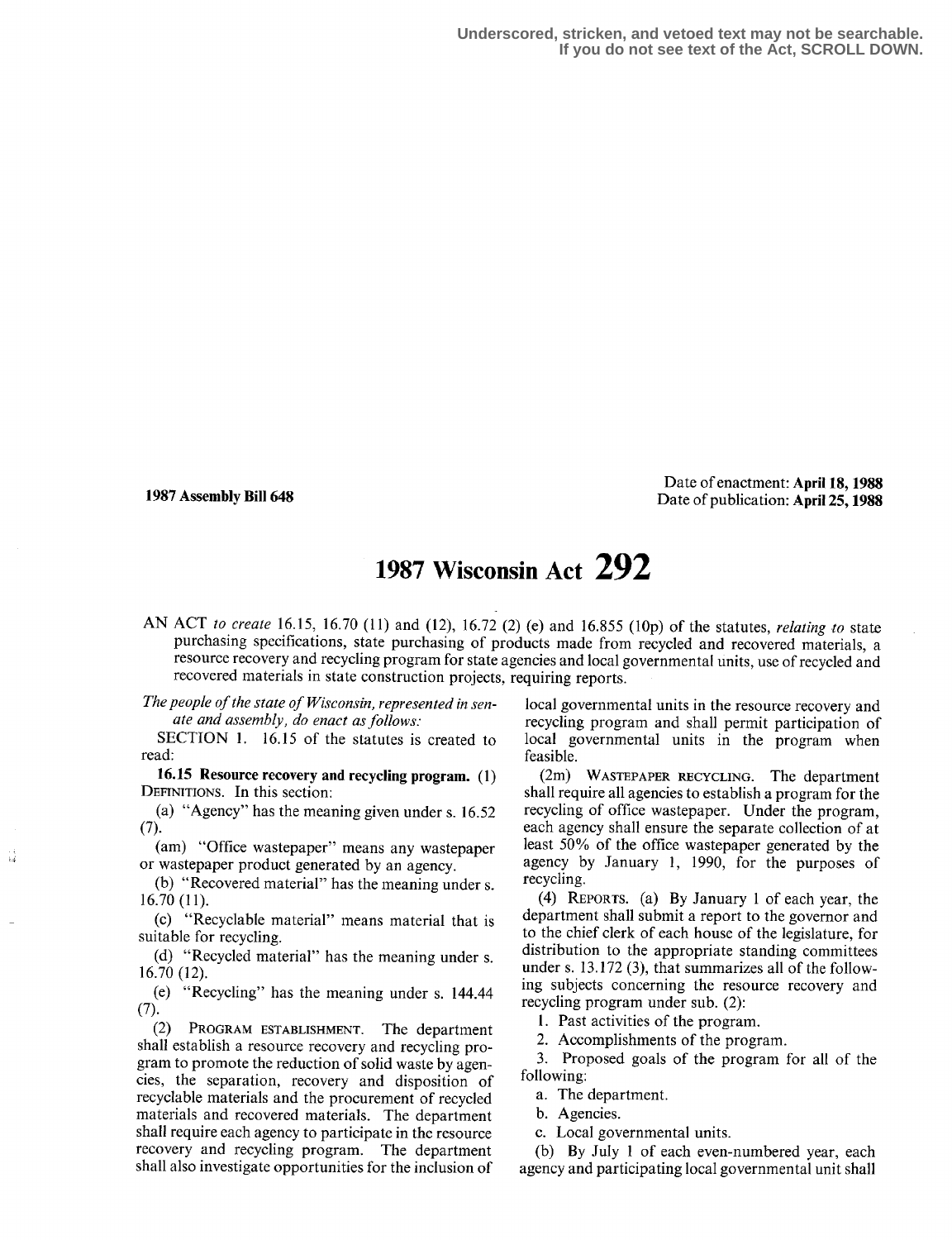Underscored, stricken, and vetoed text may not be searchable.
If you do not see text of the Act, SCROLL DOWN.

**1987 Assembly Bill 648**

Date of enactment: **April 18, 1988**
Date of publication: **April 25, 1988**

# 1987 Wisconsin Act 292

AN ACT *to create* 16.15, 16.70 (11) and (12), 16.72 (2) (e) and 16.855 (10p) of the statutes, *relating to* state purchasing specifications, state purchasing of products made from recycled and recovered materials, a resource recovery and recycling program for state agencies and local governmental units, use of recycled and recovered materials in state construction projects, requiring reports.

*The people of the state of Wisconsin, represented in senate and assembly, do enact as follows:*

SECTION 1. 16.15 of the statutes is created to read:

**16.15 Resource recovery and recycling program.** (1) DEFINITIONS. In this section:

(a) "Agency" has the meaning given under s. 16.52 (7).

(am) "Office wastepaper" means any wastepaper or wastepaper product generated by an agency.

(b) "Recovered material" has the meaning under s. 16.70 (11).

(c) "Recyclable material" means material that is suitable for recycling.

(d) "Recycled material" has the meaning under s. 16.70 (12).

(e) "Recycling" has the meaning under s. 144.44 (7).

(2) PROGRAM ESTABLISHMENT. The department shall establish a resource recovery and recycling program to promote the reduction of solid waste by agencies, the separation, recovery and disposition of recyclable materials and the procurement of recycled materials and recovered materials. The department shall require each agency to participate in the resource recovery and recycling program. The department shall also investigate opportunities for the inclusion of local governmental units in the resource recovery and recycling program and shall permit participation of local governmental units in the program when feasible.

(2m) WASTEPAPER RECYCLING. The department shall require all agencies to establish a program for the recycling of office wastepaper. Under the program, each agency shall ensure the separate collection of at least 50% of the office wastepaper generated by the agency by January 1, 1990, for the purposes of recycling.

(4) REPORTS. (a) By January 1 of each year, the department shall submit a report to the governor and to the chief clerk of each house of the legislature, for distribution to the appropriate standing committees under s. 13.172 (3), that summarizes all of the following subjects concerning the resource recovery and recycling program under sub. (2):

1. Past activities of the program.

2. Accomplishments of the program.

3. Proposed goals of the program for all of the following:

a. The department.

b. Agencies.

c. Local governmental units.

(b) By July 1 of each even-numbered year, each agency and participating local governmental unit shall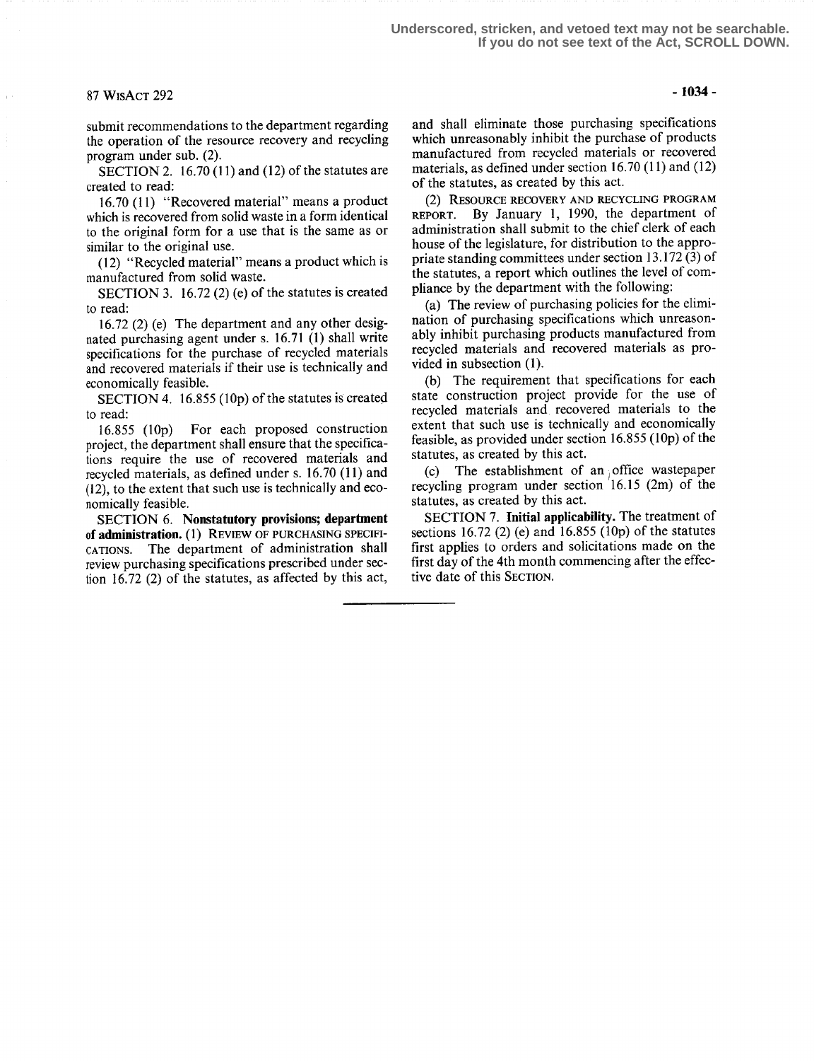submit recommendations to the department regarding the operation of the resource recovery and recycling program under sub. (2).

SECTION 2. 16.70 (11) and (12) of the statutes are created to read:

16.70 (11) "Recovered material" means a product which is recovered from solid waste in a form identical to the original form for a use that is the same as or similar to the original use.

(12) "Recycled material" means a product which is manufactured from solid waste.

SECTION 3. 16.72 (2) (e) of the statutes is created to read:

16.72 (2) (e) The department and any other designated purchasing agent under s. 16.71 (1) shall write specifications for the purchase of recycled materials and recovered materials if their use is technically and economically feasible.

SECTION 4. 16.855 (10p) of the statutes is created to read:

16.855 (10p) For each proposed construction project, the department shall ensure that the specifications require the use of recovered materials and recycled materials, as defined under s. 16.70 (11) and (12), to the extent that such use is technically and economically feasible.

SECTION 6. **Nonstatutory provisions; department of administration.** (1) REVIEW OF PURCHASING SPECIFICATIONS. The department of administration shall review purchasing specifications prescribed under section 16.72 (2) of the statutes, as affected by this act, and shall eliminate those purchasing specifications which unreasonably inhibit the purchase of products manufactured from recycled materials or recovered materials, as defined under section 16.70 (11) and (12) of the statutes, as created by this act.

(2) RESOURCE RECOVERY AND RECYCLING PROGRAM REPORT. By January 1, 1990, the department of administration shall submit to the chief clerk of each house of the legislature, for distribution to the appropriate standing committees under section 13.172 (3) of the statutes, a report which outlines the level of compliance by the department with the following:

(a) The review of purchasing policies for the elimination of purchasing specifications which unreasonably inhibit purchasing products manufactured from recycled materials and recovered materials as provided in subsection (1).

(b) The requirement that specifications for each state construction project provide for the use of recycled materials and recovered materials to the extent that such use is technically and economically feasible, as provided under section 16.855 (10p) of the statutes, as created by this act.

(c) The establishment of an office wastepaper recycling program under section 16.15 (2m) of the statutes, as created by this act.

SECTION 7. **Initial applicability.** The treatment of sections 16.72 (2) (e) and 16.855 (10p) of the statutes first applies to orders and solicitations made on the first day of the 4th month commencing after the effective date of this SECTION.